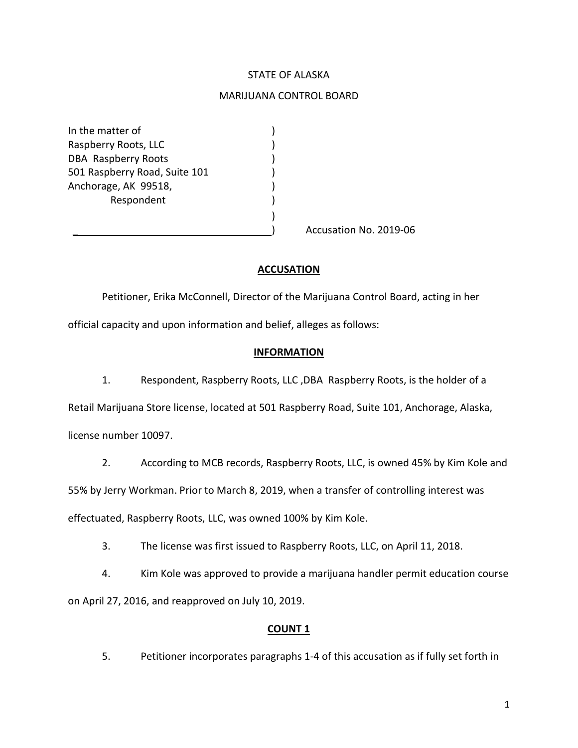STATE OF ALASKA

MARIJUANA CONTROL BOARD

In the matter of
Raspberry Roots, LLC
DBA Raspberry Roots
501 Raspberry Road, Suite 101
Anchorage, AK 99518,
Respondent

Accusation No. 2019-06

## ACCUSATION

Petitioner, Erika McConnell, Director of the Marijuana Control Board, acting in her official capacity and upon information and belief, alleges as follows:

## INFORMATION

1. Respondent, Raspberry Roots, LLC ,DBA Raspberry Roots, is the holder of a Retail Marijuana Store license, located at 501 Raspberry Road, Suite 101, Anchorage, Alaska, license number 10097.

2. According to MCB records, Raspberry Roots, LLC, is owned 45% by Kim Kole and 55% by Jerry Workman. Prior to March 8, 2019, when a transfer of controlling interest was effectuated, Raspberry Roots, LLC, was owned 100% by Kim Kole.

3. The license was first issued to Raspberry Roots, LLC, on April 11, 2018.

4. Kim Kole was approved to provide a marijuana handler permit education course on April 27, 2016, and reapproved on July 10, 2019.

## COUNT 1

5. Petitioner incorporates paragraphs 1-4 of this accusation as if fully set forth in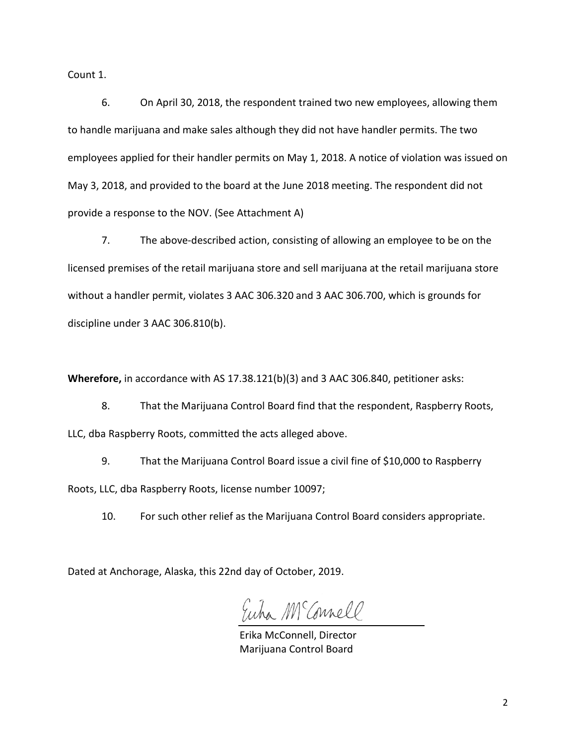Count 1.

6. On April 30, 2018, the respondent trained two new employees, allowing them to handle marijuana and make sales although they did not have handler permits. The two employees applied for their handler permits on May 1, 2018. A notice of violation was issued on May 3, 2018, and provided to the board at the June 2018 meeting. The respondent did not provide a response to the NOV. (See Attachment A)

7. The above-described action, consisting of allowing an employee to be on the licensed premises of the retail marijuana store and sell marijuana at the retail marijuana store without a handler permit, violates 3 AAC 306.320 and 3 AAC 306.700, which is grounds for discipline under 3 AAC 306.810(b).

**Wherefore,** in accordance with AS 17.38.121(b)(3) and 3 AAC 306.840, petitioner asks:

8. That the Marijuana Control Board find that the respondent, Raspberry Roots, LLC, dba Raspberry Roots, committed the acts alleged above.

9. That the Marijuana Control Board issue a civil fine of $10,000 to Raspberry Roots, LLC, dba Raspberry Roots, license number 10097;

10. For such other relief as the Marijuana Control Board considers appropriate.

Dated at Anchorage, Alaska, this 22nd day of October, 2019.

Erika McConnell

Erika McConnell, Director
Marijuana Control Board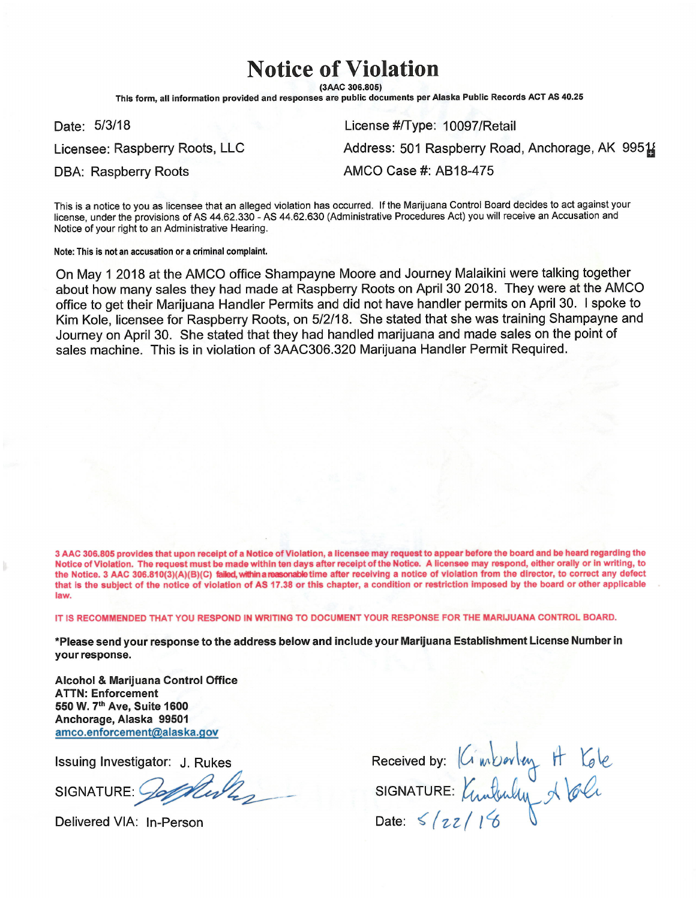# Notice of Violation

**(3AAC 306.805)**

**This form, all information provided and responses are public documents per Alaska Public Records ACT AS 40.25**

Date: 5/3/18

Licensee: Raspberry Roots, LLC

DBA: Raspberry Roots

License #/Type: 10097/Retail

Address: 501 Raspberry Road, Anchorage, AK 9951ꟷ

AMCO Case #: AB18-475

This is a notice to you as licensee that an alleged violation has occurred. If the Marijuana Control Board decides to act against your license, under the provisions of AS 44.62.330 - AS 44.62.630 (Administrative Procedures Act) you will receive an Accusation and Notice of your right to an Administrative Hearing.

**Note: This is not an accusation or a criminal complaint.**

On May 1 2018 at the AMCO office Shampayne Moore and Journey Malaikini were talking together about how many sales they had made at Raspberry Roots on April 30 2018. They were at the AMCO office to get their Marijuana Handler Permits and did not have handler permits on April 30. I spoke to Kim Kole, licensee for Raspberry Roots, on 5/2/18. She stated that she was training Shampayne and Journey on April 30. She stated that they had handled marijuana and made sales on the point of sales machine. This is in violation of 3AAC306.320 Marijuana Handler Permit Required.

**3 AAC 306.805 provides that upon receipt of a Notice of Violation, a licensee may request to appear before the board and be heard regarding the Notice of Violation. The request must be made within ten days after receipt of the Notice. A licensee may respond, either orally or in writing, to the Notice. 3 AAC 306.810(3)(A)(B)(C) failed, within a reasonable time after receiving a notice of violation from the director, to correct any defect that is the subject of the notice of violation of AS 17.38 or this chapter, a condition or restriction imposed by the board or other applicable law.**

IT IS RECOMMENDED THAT YOU RESPOND IN WRITING TO DOCUMENT YOUR RESPONSE FOR THE MARIJUANA CONTROL BOARD.

**\*Please send your response to the address below and include your Marijuana Establishment License Number in your response.**

**Alcohol & Marijuana Control Office**
**ATTN: Enforcement**
**550 W. 7th Ave, Suite 1600**
**Anchorage, Alaska 99501**
**amco.enforcement@alaska.gov**

Issuing Investigator: J. Rukes

SIGNATURE: *[signature]*

Delivered VIA: In-Person

Received by: Kimberley H Kole

SIGNATURE: *[signature]*

Date: 5/22/18